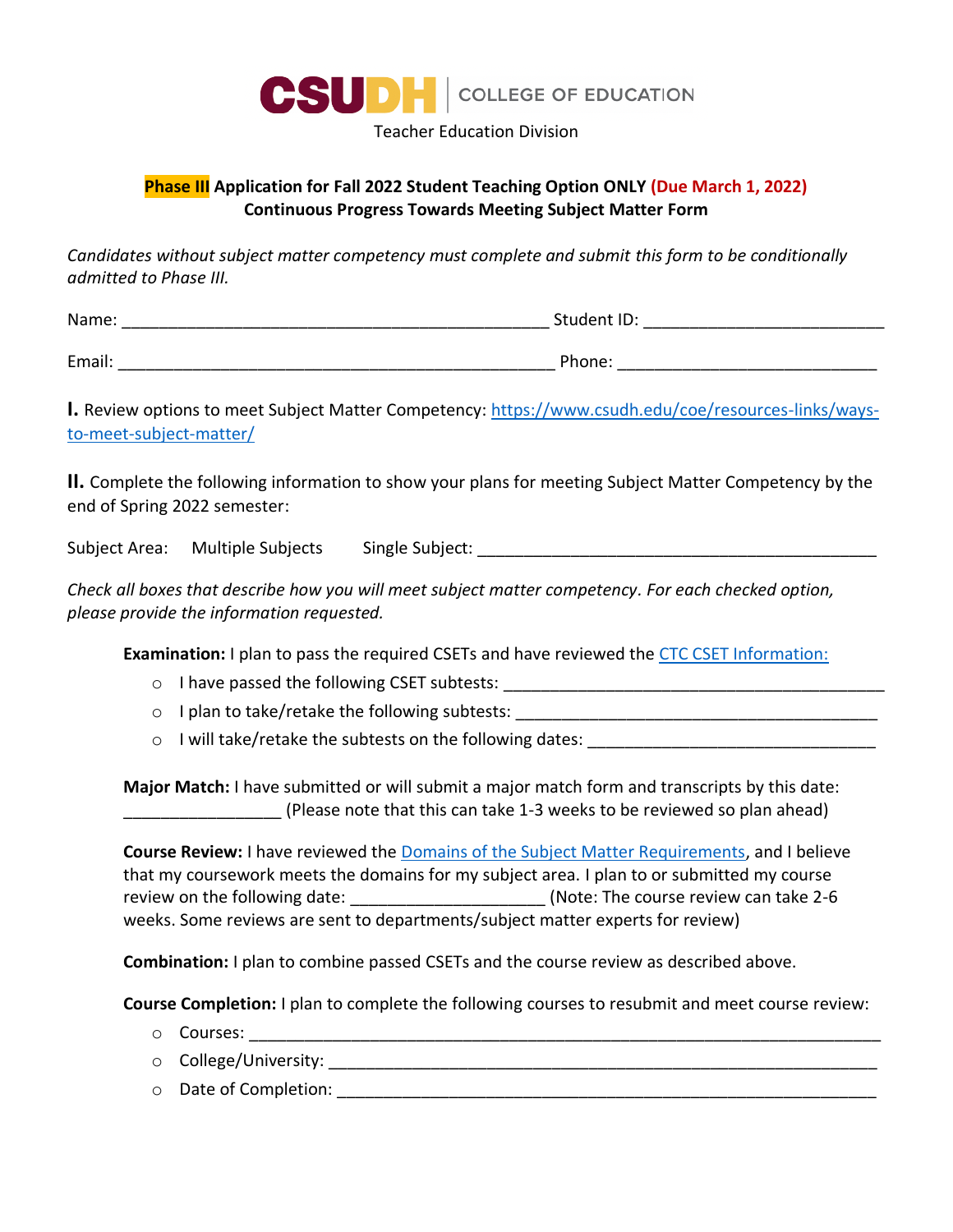CSUDH | COLLEGE OF EDUCATION

Teacher Education Division

**Phase III Application for Fall 2022 Student Teaching Option ONLY (Due March 1, 2022)**
**Continuous Progress Towards Meeting Subject Matter Form**

*Candidates without subject matter competency must complete and submit this form to be conditionally admitted to Phase III.*

Name: _____________________________________________ Student ID: _________________________

Email: ______________________________________________ Phone: ___________________________

**I.** Review options to meet Subject Matter Competency: [https://www.csudh.edu/coe/resources-links/ways-to-meet-subject-matter/](https://www.csudh.edu/coe/resources-links/ways-to-meet-subject-matter/)

**II.** Complete the following information to show your plans for meeting Subject Matter Competency by the end of Spring 2022 semester:

Subject Area: Multiple Subjects Single Subject: ________________________________________

*Check all boxes that describe how you will meet subject matter competency. For each checked option, please provide the information requested.*

**Examination:** I plan to pass the required CSETs and have reviewed the CTC CSET Information:

- I have passed the following CSET subtests: ______________________________________
- I plan to take/retake the following subtests: ____________________________________
- I will take/retake the subtests on the following dates: ____________________________

**Major Match:** I have submitted or will submit a major match form and transcripts by this date: ________________ (Please note that this can take 1-3 weeks to be reviewed so plan ahead)

**Course Review:** I have reviewed the Domains of the Subject Matter Requirements, and I believe that my coursework meets the domains for my subject area. I plan to or submitted my course review on the following date: ____________________ (Note: The course review can take 2-6 weeks. Some reviews are sent to departments/subject matter experts for review)

**Combination:** I plan to combine passed CSETs and the course review as described above.

**Course Completion:** I plan to complete the following courses to resubmit and meet course review:

- Courses: ____________________________________________________________
- College/University: ____________________________________________________
- Date of Completion: ____________________________________________________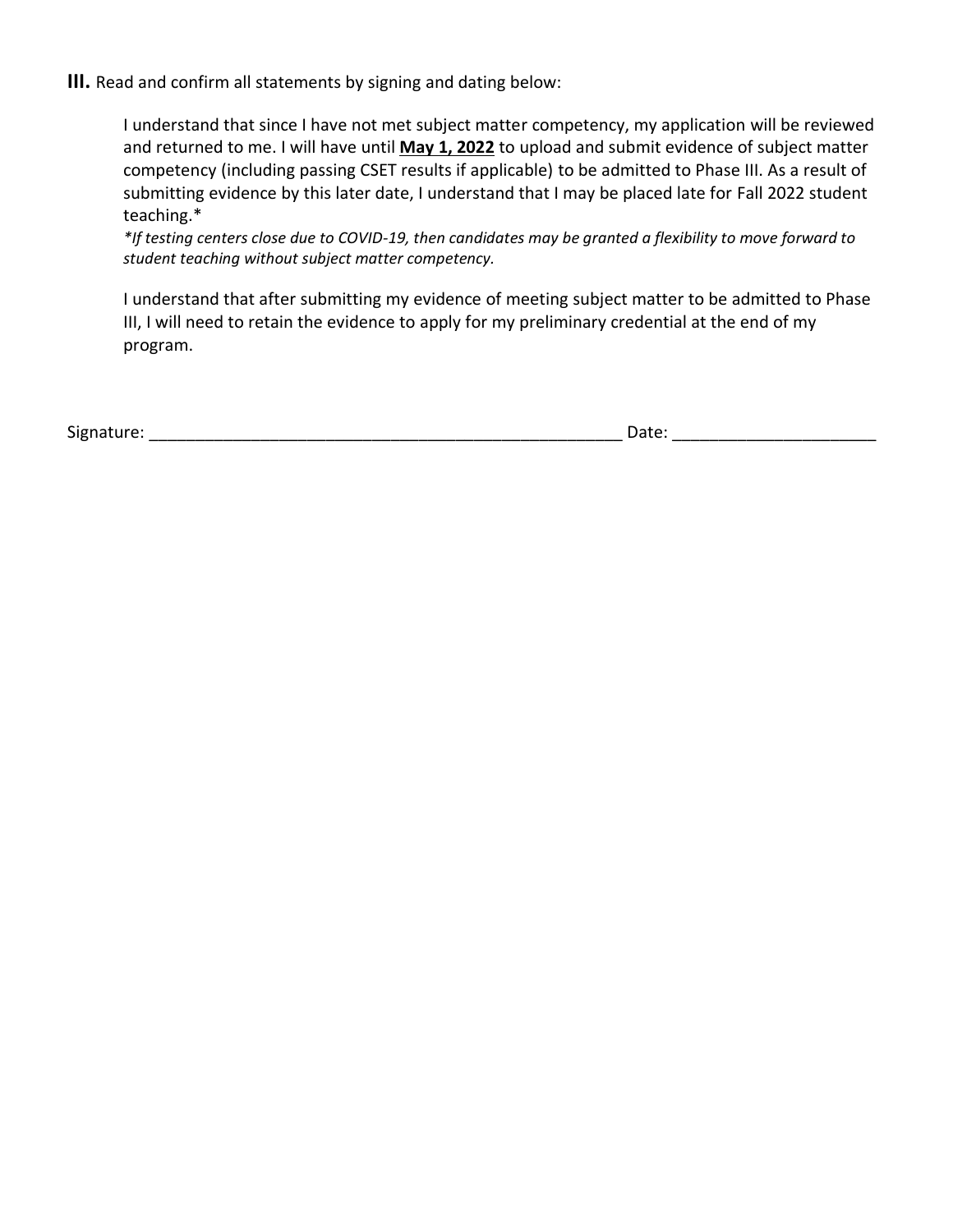**III.** Read and confirm all statements by signing and dating below:

I understand that since I have not met subject matter competency, my application will be reviewed and returned to me. I will have until **May 1, 2022** to upload and submit evidence of subject matter competency (including passing CSET results if applicable) to be admitted to Phase III. As a result of submitting evidence by this later date, I understand that I may be placed late for Fall 2022 student teaching.*

*\*If testing centers close due to COVID-19, then candidates may be granted a flexibility to move forward to student teaching without subject matter competency.*

I understand that after submitting my evidence of meeting subject matter to be admitted to Phase III, I will need to retain the evidence to apply for my preliminary credential at the end of my program.

Signature: _____________________________________________________ Date: _____________________